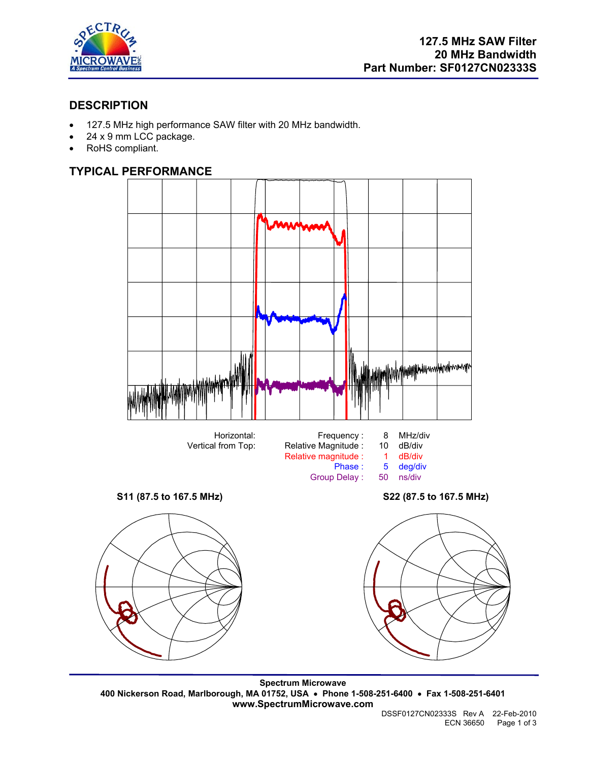# 127.5 MHz SAW Filter
# 20 MHz Bandwidth
# Part Number: SF0127CN02333S

## DESCRIPTION

- 127.5 MHz high performance SAW filter with 20 MHz bandwidth.
- 24 x 9 mm LCC package.
- RoHS compliant.

## TYPICAL PERFORMANCE

| Horizontal: | Frequency : | 8 | MHz/div |
|---|---|---|---|
| Vertical from Top: | Relative Magnitude : | 10 | dB/div |
| | Relative magnitude : | 1 | dB/div |
| | Phase : | 5 | deg/div |
| | Group Delay : | 50 | ns/div |

**S11 (87.5 to 167.5 MHz)**

**S22 (87.5 to 167.5 MHz)**

**Spectrum Microwave**
**400 Nickerson Road, Marlborough, MA 01752, USA • Phone 1-508-251-6400 • Fax 1-508-251-6401**
**www.SpectrumMicrowave.com**

DSSF0127CN02333S Rev A 22-Feb-2010
ECN 36650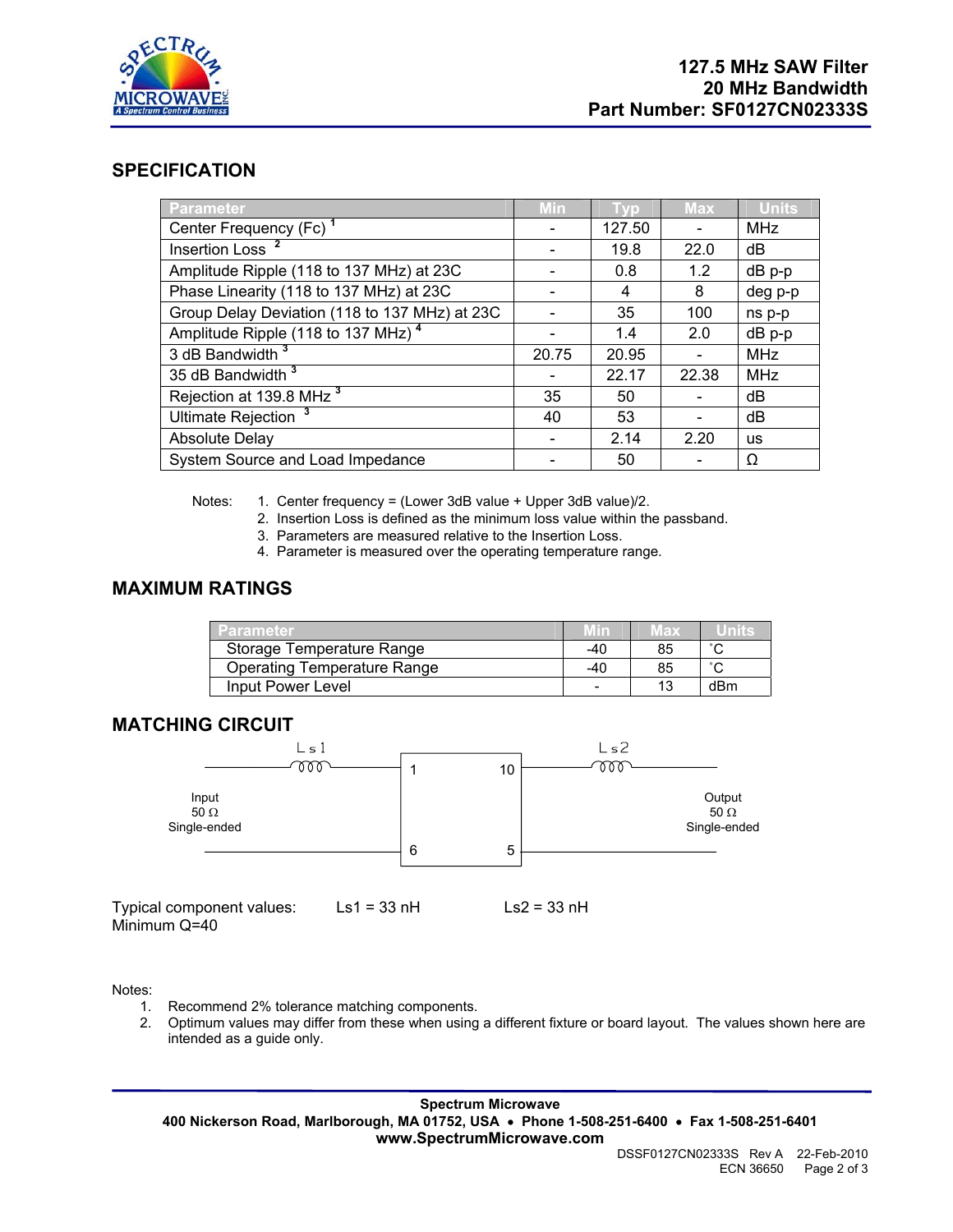# 127.5 MHz SAW Filter
# 20 MHz Bandwidth
# Part Number: SF0127CN02333S

## SPECIFICATION

| Parameter | Min | Typ | Max | Units |
|---|---|---|---|---|
| Center Frequency (Fc) [1] | - | 127.50 | - | MHz |
| Insertion Loss [2] | - | 19.8 | 22.0 | dB |
| Amplitude Ripple (118 to 137 MHz) at 23C | - | 0.8 | 1.2 | dB p-p |
| Phase Linearity (118 to 137 MHz) at 23C | - | 4 | 8 | deg p-p |
| Group Delay Deviation (118 to 137 MHz) at 23C | - | 35 | 100 | ns p-p |
| Amplitude Ripple (118 to 137 MHz) [4] | - | 1.4 | 2.0 | dB p-p |
| 3 dB Bandwidth [3] | 20.75 | 20.95 | - | MHz |
| 35 dB Bandwidth [3] | - | 22.17 | 22.38 | MHz |
| Rejection at 139.8 MHz [3] | 35 | 50 | - | dB |
| Ultimate Rejection [3] | 40 | 53 | - | dB |
| Absolute Delay | - | 2.14 | 2.20 | us |
| System Source and Load Impedance | - | 50 | - | Ω |

Notes:
1. Center frequency = (Lower 3dB value + Upper 3dB value)/2.
2. Insertion Loss is defined as the minimum loss value within the passband.
3. Parameters are measured relative to the Insertion Loss.
4. Parameter is measured over the operating temperature range.

## MAXIMUM RATINGS

| Parameter | Min | Max | Units |
|---|---|---|---|
| Storage Temperature Range | -40 | 85 | ˚C |
| Operating Temperature Range | -40 | 85 | ˚C |
| Input Power Level | - | 13 | dBm |

## MATCHING CIRCUIT

Input 50 Ω Single-ended — Ls1 — pins 1, 6 — [SAW filter] — pins 10, 5 — Ls2 — Output 50 Ω Single-ended

Typical component values: Ls1 = 33 nH Ls2 = 33 nH
Minimum Q=40

Notes:
1. Recommend 2% tolerance matching components.
2. Optimum values may differ from these when using a different fixture or board layout. The values shown here are intended as a guide only.

**Spectrum Microwave**
**400 Nickerson Road, Marlborough, MA 01752, USA • Phone 1-508-251-6400 • Fax 1-508-251-6401**
**www.SpectrumMicrowave.com**

DSSF0127CN02333S Rev A 22-Feb-2010
ECN 36650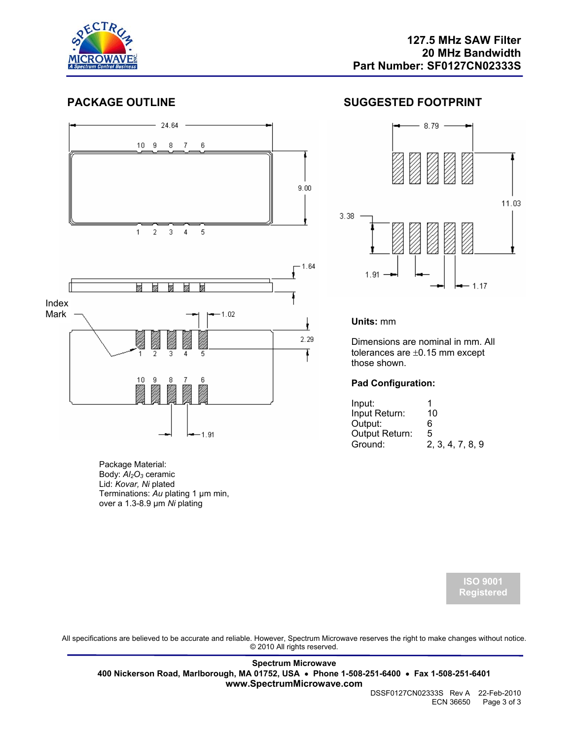127.5 MHz SAW Filter
20 MHz Bandwidth
Part Number: SF0127CN02333S

## PACKAGE OUTLINE

24.64
10 9 8 7 6
9.00
1 2 3 4 5
1.64
Index Mark
1.02
2.29
1 2 3 4 5
10 9 8 7 6
1.91

Package Material:
Body: $Al_2O_3$ ceramic
Lid: *Kovar, Ni* plated
Terminations: *Au* plating 1 µm min,
over a 1.3-8.9 µm *Ni* plating

## SUGGESTED FOOTPRINT

8.79
11.03
3.38
1.91
1.17

**Units:** mm

Dimensions are nominal in mm. All tolerances are ±0.15 mm except those shown.

**Pad Configuration:**

| | |
|---|---|
| Input: | 1 |
| Input Return: | 10 |
| Output: | 6 |
| Output Return: | 5 |
| Ground: | 2, 3, 4, 7, 8, 9 |

ISO 9001 Registered

All specifications are believed to be accurate and reliable. However, Spectrum Microwave reserves the right to make changes without notice.
© 2010 All rights reserved.

**Spectrum Microwave**
**400 Nickerson Road, Marlborough, MA 01752, USA • Phone 1-508-251-6400 • Fax 1-508-251-6401**
**www.SpectrumMicrowave.com**

DSSF0127CN02333S Rev A 22-Feb-2010
ECN 36650